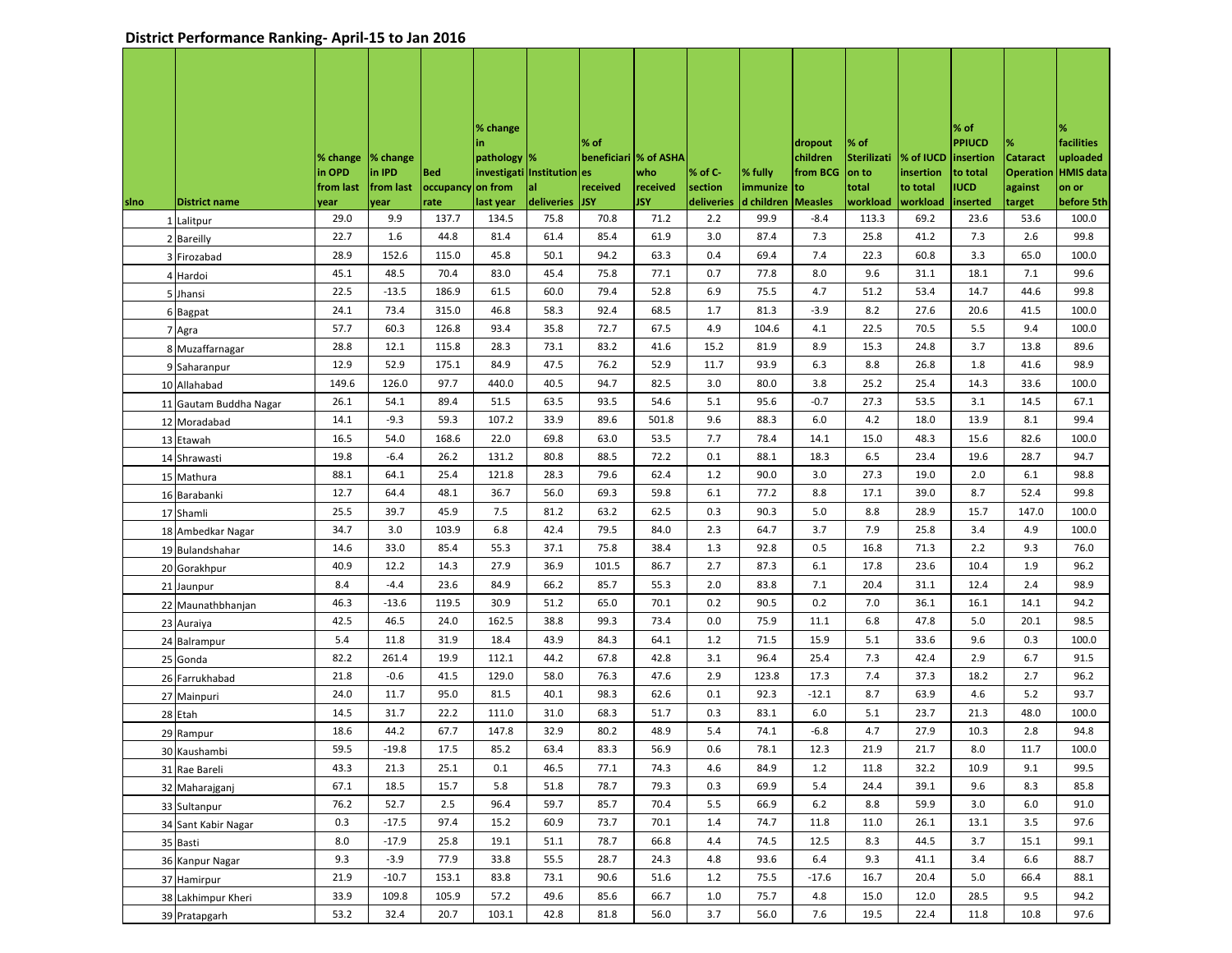# District Performance Ranking- April-15 to Jan 2016

| slno | District name | % change in OPD from last year | % change in IPD from last year | Bed occupancy rate | % change in pathology investigation from last year | % Institutional deliveries | % of beneficiaries received JSY | % of ASHA who received JSY | % of C-section deliveries | % fully immunized children | dropout children from BCG to Measles | % of Sterilization to total workload | % of IUCD insertion to total workload | % of PPIUCD insertion to total IUCD inserted | % Cataract Operation against target | % facilities uploaded HMIS data on or before 5th |
|---|---|---|---|---|---|---|---|---|---|---|---|---|---|---|---|---|
| 1 | Lalitpur | 29.0 | 9.9 | 137.7 | 134.5 | 75.8 | 70.8 | 71.2 | 2.2 | 99.9 | -8.4 | 113.3 | 69.2 | 23.6 | 53.6 | 100.0 |
| 2 | Bareilly | 22.7 | 1.6 | 44.8 | 81.4 | 61.4 | 85.4 | 61.9 | 3.0 | 87.4 | 7.3 | 25.8 | 41.2 | 7.3 | 2.6 | 99.8 |
| 3 | Firozabad | 28.9 | 152.6 | 115.0 | 45.8 | 50.1 | 94.2 | 63.3 | 0.4 | 69.4 | 7.4 | 22.3 | 60.8 | 3.3 | 65.0 | 100.0 |
| 4 | Hardoi | 45.1 | 48.5 | 70.4 | 83.0 | 45.4 | 75.8 | 77.1 | 0.7 | 77.8 | 8.0 | 9.6 | 31.1 | 18.1 | 7.1 | 99.6 |
| 5 | Jhansi | 22.5 | -13.5 | 186.9 | 61.5 | 60.0 | 79.4 | 52.8 | 6.9 | 75.5 | 4.7 | 51.2 | 53.4 | 14.7 | 44.6 | 99.8 |
| 6 | Bagpat | 24.1 | 73.4 | 315.0 | 46.8 | 58.3 | 92.4 | 68.5 | 1.7 | 81.3 | -3.9 | 8.2 | 27.6 | 20.6 | 41.5 | 100.0 |
| 7 | Agra | 57.7 | 60.3 | 126.8 | 93.4 | 35.8 | 72.7 | 67.5 | 4.9 | 104.6 | 4.1 | 22.5 | 70.5 | 5.5 | 9.4 | 100.0 |
| 8 | Muzaffarnagar | 28.8 | 12.1 | 115.8 | 28.3 | 73.1 | 83.2 | 41.6 | 15.2 | 81.9 | 8.9 | 15.3 | 24.8 | 3.7 | 13.8 | 89.6 |
| 9 | Saharanpur | 12.9 | 52.9 | 175.1 | 84.9 | 47.5 | 76.2 | 52.9 | 11.7 | 93.9 | 6.3 | 8.8 | 26.8 | 1.8 | 41.6 | 98.9 |
| 10 | Allahabad | 149.6 | 126.0 | 97.7 | 440.0 | 40.5 | 94.7 | 82.5 | 3.0 | 80.0 | 3.8 | 25.2 | 25.4 | 14.3 | 33.6 | 100.0 |
| 11 | Gautam Buddha Nagar | 26.1 | 54.1 | 89.4 | 51.5 | 63.5 | 93.5 | 54.6 | 5.1 | 95.6 | -0.7 | 27.3 | 53.5 | 3.1 | 14.5 | 67.1 |
| 12 | Moradabad | 14.1 | -9.3 | 59.3 | 107.2 | 33.9 | 89.6 | 501.8 | 9.6 | 88.3 | 6.0 | 4.2 | 18.0 | 13.9 | 8.1 | 99.4 |
| 13 | Etawah | 16.5 | 54.0 | 168.6 | 22.0 | 69.8 | 63.0 | 53.5 | 7.7 | 78.4 | 14.1 | 15.0 | 48.3 | 15.6 | 82.6 | 100.0 |
| 14 | Shrawasti | 19.8 | -6.4 | 26.2 | 131.2 | 80.8 | 88.5 | 72.2 | 0.1 | 88.1 | 18.3 | 6.5 | 23.4 | 19.6 | 28.7 | 94.7 |
| 15 | Mathura | 88.1 | 64.1 | 25.4 | 121.8 | 28.3 | 79.6 | 62.4 | 1.2 | 90.0 | 3.0 | 27.3 | 19.0 | 2.0 | 6.1 | 98.8 |
| 16 | Barabanki | 12.7 | 64.4 | 48.1 | 36.7 | 56.0 | 69.3 | 59.8 | 6.1 | 77.2 | 8.8 | 17.1 | 39.0 | 8.7 | 52.4 | 99.8 |
| 17 | Shamli | 25.5 | 39.7 | 45.9 | 7.5 | 81.2 | 63.2 | 62.5 | 0.3 | 90.3 | 5.0 | 8.8 | 28.9 | 15.7 | 147.0 | 100.0 |
| 18 | Ambedkar Nagar | 34.7 | 3.0 | 103.9 | 6.8 | 42.4 | 79.5 | 84.0 | 2.3 | 64.7 | 3.7 | 7.9 | 25.8 | 3.4 | 4.9 | 100.0 |
| 19 | Bulandshahar | 14.6 | 33.0 | 85.4 | 55.3 | 37.1 | 75.8 | 38.4 | 1.3 | 92.8 | 0.5 | 16.8 | 71.3 | 2.2 | 9.3 | 76.0 |
| 20 | Gorakhpur | 40.9 | 12.2 | 14.3 | 27.9 | 36.9 | 101.5 | 86.7 | 2.7 | 87.3 | 6.1 | 17.8 | 23.6 | 10.4 | 1.9 | 96.2 |
| 21 | Jaunpur | 8.4 | -4.4 | 23.6 | 84.9 | 66.2 | 85.7 | 55.3 | 2.0 | 83.8 | 7.1 | 20.4 | 31.1 | 12.4 | 2.4 | 98.9 |
| 22 | Maunathbhanjan | 46.3 | -13.6 | 119.5 | 30.9 | 51.2 | 65.0 | 70.1 | 0.2 | 90.5 | 0.2 | 7.0 | 36.1 | 16.1 | 14.1 | 94.2 |
| 23 | Auraiya | 42.5 | 46.5 | 24.0 | 162.5 | 38.8 | 99.3 | 73.4 | 0.0 | 75.9 | 11.1 | 6.8 | 47.8 | 5.0 | 20.1 | 98.5 |
| 24 | Balrampur | 5.4 | 11.8 | 31.9 | 18.4 | 43.9 | 84.3 | 64.1 | 1.2 | 71.5 | 15.9 | 5.1 | 33.6 | 9.6 | 0.3 | 100.0 |
| 25 | Gonda | 82.2 | 261.4 | 19.9 | 112.1 | 44.2 | 67.8 | 42.8 | 3.1 | 96.4 | 25.4 | 7.3 | 42.4 | 2.9 | 6.7 | 91.5 |
| 26 | Farrukhabad | 21.8 | -0.6 | 41.5 | 129.0 | 58.0 | 76.3 | 47.6 | 2.9 | 123.8 | 17.3 | 7.4 | 37.3 | 18.2 | 2.7 | 96.2 |
| 27 | Mainpuri | 24.0 | 11.7 | 95.0 | 81.5 | 40.1 | 98.3 | 62.6 | 0.1 | 92.3 | -12.1 | 8.7 | 63.9 | 4.6 | 5.2 | 93.7 |
| 28 | Etah | 14.5 | 31.7 | 22.2 | 111.0 | 31.0 | 68.3 | 51.7 | 0.3 | 83.1 | 6.0 | 5.1 | 23.7 | 21.3 | 48.0 | 100.0 |
| 29 | Rampur | 18.6 | 44.2 | 67.7 | 147.8 | 32.9 | 80.2 | 48.9 | 5.4 | 74.1 | -6.8 | 4.7 | 27.9 | 10.3 | 2.8 | 94.8 |
| 30 | Kaushambi | 59.5 | -19.8 | 17.5 | 85.2 | 63.4 | 83.3 | 56.9 | 0.6 | 78.1 | 12.3 | 21.9 | 21.7 | 8.0 | 11.7 | 100.0 |
| 31 | Rae Bareli | 43.3 | 21.3 | 25.1 | 0.1 | 46.5 | 77.1 | 74.3 | 4.6 | 84.9 | 1.2 | 11.8 | 32.2 | 10.9 | 9.1 | 99.5 |
| 32 | Maharajganj | 67.1 | 18.5 | 15.7 | 5.8 | 51.8 | 78.7 | 79.3 | 0.3 | 69.9 | 5.4 | 24.4 | 39.1 | 9.6 | 8.3 | 85.8 |
| 33 | Sultanpur | 76.2 | 52.7 | 2.5 | 96.4 | 59.7 | 85.7 | 70.4 | 5.5 | 66.9 | 6.2 | 8.8 | 59.9 | 3.0 | 6.0 | 91.0 |
| 34 | Sant Kabir Nagar | 0.3 | -17.5 | 97.4 | 15.2 | 60.9 | 73.7 | 70.1 | 1.4 | 74.7 | 11.8 | 11.0 | 26.1 | 13.1 | 3.5 | 97.6 |
| 35 | Basti | 8.0 | -17.9 | 25.8 | 19.1 | 51.1 | 78.7 | 66.8 | 4.4 | 74.5 | 12.5 | 8.3 | 44.5 | 3.7 | 15.1 | 99.1 |
| 36 | Kanpur Nagar | 9.3 | -3.9 | 77.9 | 33.8 | 55.5 | 28.7 | 24.3 | 4.8 | 93.6 | 6.4 | 9.3 | 41.1 | 3.4 | 6.6 | 88.7 |
| 37 | Hamirpur | 21.9 | -10.7 | 153.1 | 83.8 | 73.1 | 90.6 | 51.6 | 1.2 | 75.5 | -17.6 | 16.7 | 20.4 | 5.0 | 66.4 | 88.1 |
| 38 | Lakhimpur Kheri | 33.9 | 109.8 | 105.9 | 57.2 | 49.6 | 85.6 | 66.7 | 1.0 | 75.7 | 4.8 | 15.0 | 12.0 | 28.5 | 9.5 | 94.2 |
| 39 | Pratapgarh | 53.2 | 32.4 | 20.7 | 103.1 | 42.8 | 81.8 | 56.0 | 3.7 | 56.0 | 7.6 | 19.5 | 22.4 | 11.8 | 10.8 | 97.6 |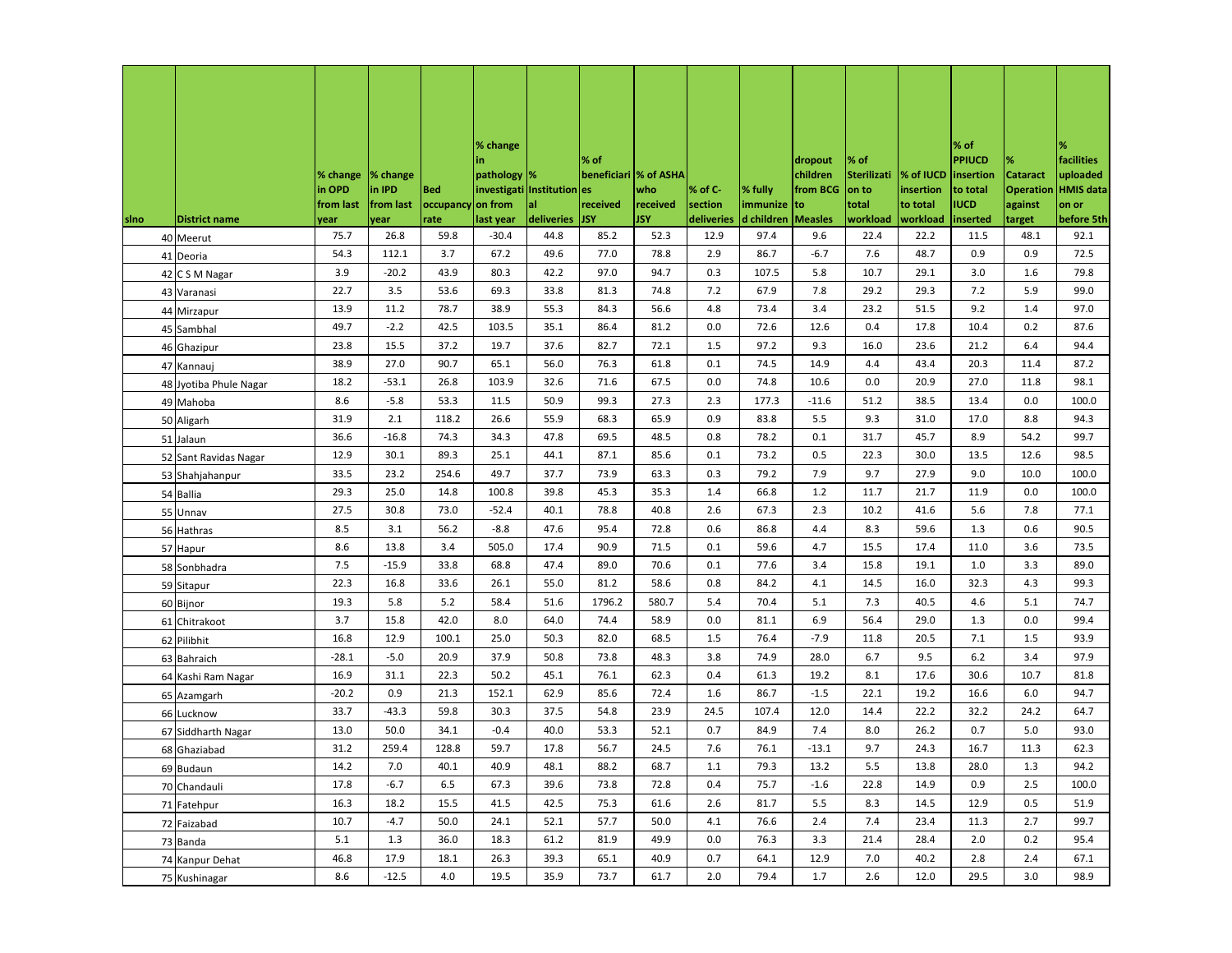| slno | District name | % change in OPD from last year | % change in IPD from last year | Bed occupancy rate | % change in pathology investigations from last year | % Institutional deliveries | % of beneficiaries received JSY | % of ASHA who received JSY | % of C-section deliveries | % fully immunized children | dropout children from BCG to Measles | % of Sterilization to total workload | % of IUCD insertion to total workload | % of PPIUCD insertion to total IUCD inserted | % Cataract Operation against target | % facilities uploaded HMIS data on or before 5th |
|---|---|---|---|---|---|---|---|---|---|---|---|---|---|---|---|---|
| 40 | Meerut | 75.7 | 26.8 | 59.8 | -30.4 | 44.8 | 85.2 | 52.3 | 12.9 | 97.4 | 9.6 | 22.4 | 22.2 | 11.5 | 48.1 | 92.1 |
| 41 | Deoria | 54.3 | 112.1 | 3.7 | 67.2 | 49.6 | 77.0 | 78.8 | 2.9 | 86.7 | -6.7 | 7.6 | 48.7 | 0.9 | 0.9 | 72.5 |
| 42 | C S M Nagar | 3.9 | -20.2 | 43.9 | 80.3 | 42.2 | 97.0 | 94.7 | 0.3 | 107.5 | 5.8 | 10.7 | 29.1 | 3.0 | 1.6 | 79.8 |
| 43 | Varanasi | 22.7 | 3.5 | 53.6 | 69.3 | 33.8 | 81.3 | 74.8 | 7.2 | 67.9 | 7.8 | 29.2 | 29.3 | 7.2 | 5.9 | 99.0 |
| 44 | Mirzapur | 13.9 | 11.2 | 78.7 | 38.9 | 55.3 | 84.3 | 56.6 | 4.8 | 73.4 | 3.4 | 23.2 | 51.5 | 9.2 | 1.4 | 97.0 |
| 45 | Sambhal | 49.7 | -2.2 | 42.5 | 103.5 | 35.1 | 86.4 | 81.2 | 0.0 | 72.6 | 12.6 | 0.4 | 17.8 | 10.4 | 0.2 | 87.6 |
| 46 | Ghazipur | 23.8 | 15.5 | 37.2 | 19.7 | 37.6 | 82.7 | 72.1 | 1.5 | 97.2 | 9.3 | 16.0 | 23.6 | 21.2 | 6.4 | 94.4 |
| 47 | Kannauj | 38.9 | 27.0 | 90.7 | 65.1 | 56.0 | 76.3 | 61.8 | 0.1 | 74.5 | 14.9 | 4.4 | 43.4 | 20.3 | 11.4 | 87.2 |
| 48 | Jyotiba Phule Nagar | 18.2 | -53.1 | 26.8 | 103.9 | 32.6 | 71.6 | 67.5 | 0.0 | 74.8 | 10.6 | 0.0 | 20.9 | 27.0 | 11.8 | 98.1 |
| 49 | Mahoba | 8.6 | -5.8 | 53.3 | 11.5 | 50.9 | 99.3 | 27.3 | 2.3 | 177.3 | -11.6 | 51.2 | 38.5 | 13.4 | 0.0 | 100.0 |
| 50 | Aligarh | 31.9 | 2.1 | 118.2 | 26.6 | 55.9 | 68.3 | 65.9 | 0.9 | 83.8 | 5.5 | 9.3 | 31.0 | 17.0 | 8.8 | 94.3 |
| 51 | Jalaun | 36.6 | -16.8 | 74.3 | 34.3 | 47.8 | 69.5 | 48.5 | 0.8 | 78.2 | 0.1 | 31.7 | 45.7 | 8.9 | 54.2 | 99.7 |
| 52 | Sant Ravidas Nagar | 12.9 | 30.1 | 89.3 | 25.1 | 44.1 | 87.1 | 85.6 | 0.1 | 73.2 | 0.5 | 22.3 | 30.0 | 13.5 | 12.6 | 98.5 |
| 53 | Shahjahanpur | 33.5 | 23.2 | 254.6 | 49.7 | 37.7 | 73.9 | 63.3 | 0.3 | 79.2 | 7.9 | 9.7 | 27.9 | 9.0 | 10.0 | 100.0 |
| 54 | Ballia | 29.3 | 25.0 | 14.8 | 100.8 | 39.8 | 45.3 | 35.3 | 1.4 | 66.8 | 1.2 | 11.7 | 21.7 | 11.9 | 0.0 | 100.0 |
| 55 | Unnav | 27.5 | 30.8 | 73.0 | -52.4 | 40.1 | 78.8 | 40.8 | 2.6 | 67.3 | 2.3 | 10.2 | 41.6 | 5.6 | 7.8 | 77.1 |
| 56 | Hathras | 8.5 | 3.1 | 56.2 | -8.8 | 47.6 | 95.4 | 72.8 | 0.6 | 86.8 | 4.4 | 8.3 | 59.6 | 1.3 | 0.6 | 90.5 |
| 57 | Hapur | 8.6 | 13.8 | 3.4 | 505.0 | 17.4 | 90.9 | 71.5 | 0.1 | 59.6 | 4.7 | 15.5 | 17.4 | 11.0 | 3.6 | 73.5 |
| 58 | Sonbhadra | 7.5 | -15.9 | 33.8 | 68.8 | 47.4 | 89.0 | 70.6 | 0.1 | 77.6 | 3.4 | 15.8 | 19.1 | 1.0 | 3.3 | 89.0 |
| 59 | Sitapur | 22.3 | 16.8 | 33.6 | 26.1 | 55.0 | 81.2 | 58.6 | 0.8 | 84.2 | 4.1 | 14.5 | 16.0 | 32.3 | 4.3 | 99.3 |
| 60 | Bijnor | 19.3 | 5.8 | 5.2 | 58.4 | 51.6 | 1796.2 | 580.7 | 5.4 | 70.4 | 5.1 | 7.3 | 40.5 | 4.6 | 5.1 | 74.7 |
| 61 | Chitrakoot | 3.7 | 15.8 | 42.0 | 8.0 | 64.0 | 74.4 | 58.9 | 0.0 | 81.1 | 6.9 | 56.4 | 29.0 | 1.3 | 0.0 | 99.4 |
| 62 | Pilibhit | 16.8 | 12.9 | 100.1 | 25.0 | 50.3 | 82.0 | 68.5 | 1.5 | 76.4 | -7.9 | 11.8 | 20.5 | 7.1 | 1.5 | 93.9 |
| 63 | Bahraich | -28.1 | -5.0 | 20.9 | 37.9 | 50.8 | 73.8 | 48.3 | 3.8 | 74.9 | 28.0 | 6.7 | 9.5 | 6.2 | 3.4 | 97.9 |
| 64 | Kashi Ram Nagar | 16.9 | 31.1 | 22.3 | 50.2 | 45.1 | 76.1 | 62.3 | 0.4 | 61.3 | 19.2 | 8.1 | 17.6 | 30.6 | 10.7 | 81.8 |
| 65 | Azamgarh | -20.2 | 0.9 | 21.3 | 152.1 | 62.9 | 85.6 | 72.4 | 1.6 | 86.7 | -1.5 | 22.1 | 19.2 | 16.6 | 6.0 | 94.7 |
| 66 | Lucknow | 33.7 | -43.3 | 59.8 | 30.3 | 37.5 | 54.8 | 23.9 | 24.5 | 107.4 | 12.0 | 14.4 | 22.2 | 32.2 | 24.2 | 64.7 |
| 67 | Siddharth Nagar | 13.0 | 50.0 | 34.1 | -0.4 | 40.0 | 53.3 | 52.1 | 0.7 | 84.9 | 7.4 | 8.0 | 26.2 | 0.7 | 5.0 | 93.0 |
| 68 | Ghaziabad | 31.2 | 259.4 | 128.8 | 59.7 | 17.8 | 56.7 | 24.5 | 7.6 | 76.1 | -13.1 | 9.7 | 24.3 | 16.7 | 11.3 | 62.3 |
| 69 | Budaun | 14.2 | 7.0 | 40.1 | 40.9 | 48.1 | 88.2 | 68.7 | 1.1 | 79.3 | 13.2 | 5.5 | 13.8 | 28.0 | 1.3 | 94.2 |
| 70 | Chandauli | 17.8 | -6.7 | 6.5 | 67.3 | 39.6 | 73.8 | 72.8 | 0.4 | 75.7 | -1.6 | 22.8 | 14.9 | 0.9 | 2.5 | 100.0 |
| 71 | Fatehpur | 16.3 | 18.2 | 15.5 | 41.5 | 42.5 | 75.3 | 61.6 | 2.6 | 81.7 | 5.5 | 8.3 | 14.5 | 12.9 | 0.5 | 51.9 |
| 72 | Faizabad | 10.7 | -4.7 | 50.0 | 24.1 | 52.1 | 57.7 | 50.0 | 4.1 | 76.6 | 2.4 | 7.4 | 23.4 | 11.3 | 2.7 | 99.7 |
| 73 | Banda | 5.1 | 1.3 | 36.0 | 18.3 | 61.2 | 81.9 | 49.9 | 0.0 | 76.3 | 3.3 | 21.4 | 28.4 | 2.0 | 0.2 | 95.4 |
| 74 | Kanpur Dehat | 46.8 | 17.9 | 18.1 | 26.3 | 39.3 | 65.1 | 40.9 | 0.7 | 64.1 | 12.9 | 7.0 | 40.2 | 2.8 | 2.4 | 67.1 |
| 75 | Kushinagar | 8.6 | -12.5 | 4.0 | 19.5 | 35.9 | 73.7 | 61.7 | 2.0 | 79.4 | 1.7 | 2.6 | 12.0 | 29.5 | 3.0 | 98.9 |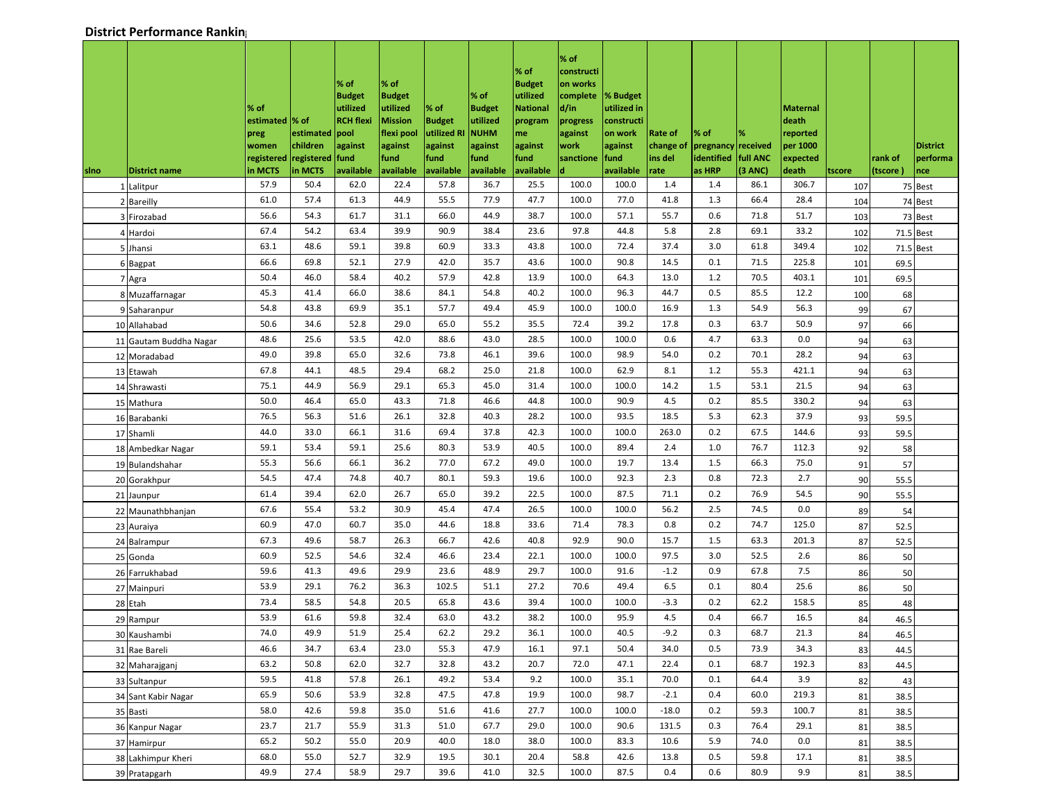## District Performance Rankin

| slno | District name | % of estimated preg women registered in MCTS | % of estimated children registered in MCTS | % of Budget utilized RCH flexi pool against fund available | % of Budget utilized Mission flexi pool against fund available | % of Budget utilized RI against fund available | % of Budget utilized NUHM against fund available | % of Budget utilized National programme against fund available | % of construction works complete d/in progress against work sanctioned | % Budget utilized in construction work against fund available | Rate of change of ins del rate | % of pregnancy identified as HRP | % received full ANC (3 ANC) | Maternal death reported per 1000 expected death | tscore | rank of (tscore ) | District performance |
|---|---|---|---|---|---|---|---|---|---|---|---|---|---|---|---|---|---|
| 1 | Lalitpur | 57.9 | 50.4 | 62.0 | 22.4 | 57.8 | 36.7 | 25.5 | 100.0 | 100.0 | 1.4 | 1.4 | 86.1 | 306.7 | 107 | 75 | Best |
| 2 | Bareilly | 61.0 | 57.4 | 61.3 | 44.9 | 55.5 | 77.9 | 47.7 | 100.0 | 77.0 | 41.8 | 1.3 | 66.4 | 28.4 | 104 | 74 | Best |
| 3 | Firozabad | 56.6 | 54.3 | 61.7 | 31.1 | 66.0 | 44.9 | 38.7 | 100.0 | 57.1 | 55.7 | 0.6 | 71.8 | 51.7 | 103 | 73 | Best |
| 4 | Hardoi | 67.4 | 54.2 | 63.4 | 39.9 | 90.9 | 38.4 | 23.6 | 97.8 | 44.8 | 5.8 | 2.8 | 69.1 | 33.2 | 102 | 71.5 | Best |
| 5 | Jhansi | 63.1 | 48.6 | 59.1 | 39.8 | 60.9 | 33.3 | 43.8 | 100.0 | 72.4 | 37.4 | 3.0 | 61.8 | 349.4 | 102 | 71.5 | Best |
| 6 | Bagpat | 66.6 | 69.8 | 52.1 | 27.9 | 42.0 | 35.7 | 43.6 | 100.0 | 90.8 | 14.5 | 0.1 | 71.5 | 225.8 | 101 | 69.5 | |
| 7 | Agra | 50.4 | 46.0 | 58.4 | 40.2 | 57.9 | 42.8 | 13.9 | 100.0 | 64.3 | 13.0 | 1.2 | 70.5 | 403.1 | 101 | 69.5 | |
| 8 | Muzaffarnagar | 45.3 | 41.4 | 66.0 | 38.6 | 84.1 | 54.8 | 40.2 | 100.0 | 96.3 | 44.7 | 0.5 | 85.5 | 12.2 | 100 | 68 | |
| 9 | Saharanpur | 54.8 | 43.8 | 69.9 | 35.1 | 57.7 | 49.4 | 45.9 | 100.0 | 100.0 | 16.9 | 1.3 | 54.9 | 56.3 | 99 | 67 | |
| 10 | Allahabad | 50.6 | 34.6 | 52.8 | 29.0 | 65.0 | 55.2 | 35.5 | 72.4 | 39.2 | 17.8 | 0.3 | 63.7 | 50.9 | 97 | 66 | |
| 11 | Gautam Buddha Nagar | 48.6 | 25.6 | 53.5 | 42.0 | 88.6 | 43.0 | 28.5 | 100.0 | 100.0 | 0.6 | 4.7 | 63.3 | 0.0 | 94 | 63 | |
| 12 | Moradabad | 49.0 | 39.8 | 65.0 | 32.6 | 73.8 | 46.1 | 39.6 | 100.0 | 98.9 | 54.0 | 0.2 | 70.1 | 28.2 | 94 | 63 | |
| 13 | Etawah | 67.8 | 44.1 | 48.5 | 29.4 | 68.2 | 25.0 | 21.8 | 100.0 | 62.9 | 8.1 | 1.2 | 55.3 | 421.1 | 94 | 63 | |
| 14 | Shrawasti | 75.1 | 44.9 | 56.9 | 29.1 | 65.3 | 45.0 | 31.4 | 100.0 | 100.0 | 14.2 | 1.5 | 53.1 | 21.5 | 94 | 63 | |
| 15 | Mathura | 50.0 | 46.4 | 65.0 | 43.3 | 71.8 | 46.6 | 44.8 | 100.0 | 90.9 | 4.5 | 0.2 | 85.5 | 330.2 | 94 | 63 | |
| 16 | Barabanki | 76.5 | 56.3 | 51.6 | 26.1 | 32.8 | 40.3 | 28.2 | 100.0 | 93.5 | 18.5 | 5.3 | 62.3 | 37.9 | 93 | 59.5 | |
| 17 | Shamli | 44.0 | 33.0 | 66.1 | 31.6 | 69.4 | 37.8 | 42.3 | 100.0 | 100.0 | 263.0 | 0.2 | 67.5 | 144.6 | 93 | 59.5 | |
| 18 | Ambedkar Nagar | 59.1 | 53.4 | 59.1 | 25.6 | 80.3 | 53.9 | 40.5 | 100.0 | 89.4 | 2.4 | 1.0 | 76.7 | 112.3 | 92 | 58 | |
| 19 | Bulandshahar | 55.3 | 56.6 | 66.1 | 36.2 | 77.0 | 67.2 | 49.0 | 100.0 | 19.7 | 13.4 | 1.5 | 66.3 | 75.0 | 91 | 57 | |
| 20 | Gorakhpur | 54.5 | 47.4 | 74.8 | 40.7 | 80.1 | 59.3 | 19.6 | 100.0 | 92.3 | 2.3 | 0.8 | 72.3 | 2.7 | 90 | 55.5 | |
| 21 | Jaunpur | 61.4 | 39.4 | 62.0 | 26.7 | 65.0 | 39.2 | 22.5 | 100.0 | 87.5 | 71.1 | 0.2 | 76.9 | 54.5 | 90 | 55.5 | |
| 22 | Maunathbhanjan | 67.6 | 55.4 | 53.2 | 30.9 | 45.4 | 47.4 | 26.5 | 100.0 | 100.0 | 56.2 | 2.5 | 74.5 | 0.0 | 89 | 54 | |
| 23 | Auraiya | 60.9 | 47.0 | 60.7 | 35.0 | 44.6 | 18.8 | 33.6 | 71.4 | 78.3 | 0.8 | 0.2 | 74.7 | 125.0 | 87 | 52.5 | |
| 24 | Balrampur | 67.3 | 49.6 | 58.7 | 26.3 | 66.7 | 42.6 | 40.8 | 92.9 | 90.0 | 15.7 | 1.5 | 63.3 | 201.3 | 87 | 52.5 | |
| 25 | Gonda | 60.9 | 52.5 | 54.6 | 32.4 | 46.6 | 23.4 | 22.1 | 100.0 | 100.0 | 97.5 | 3.0 | 52.5 | 2.6 | 86 | 50 | |
| 26 | Farrukhabad | 59.6 | 41.3 | 49.6 | 29.9 | 23.6 | 48.9 | 29.7 | 100.0 | 91.6 | -1.2 | 0.9 | 67.8 | 7.5 | 86 | 50 | |
| 27 | Mainpuri | 53.9 | 29.1 | 76.2 | 36.3 | 102.5 | 51.1 | 27.2 | 70.6 | 49.4 | 6.5 | 0.1 | 80.4 | 25.6 | 86 | 50 | |
| 28 | Etah | 73.4 | 58.5 | 54.8 | 20.5 | 65.8 | 43.6 | 39.4 | 100.0 | 100.0 | -3.3 | 0.2 | 62.2 | 158.5 | 85 | 48 | |
| 29 | Rampur | 53.9 | 61.6 | 59.8 | 32.4 | 63.0 | 43.2 | 38.2 | 100.0 | 95.9 | 4.5 | 0.4 | 66.7 | 16.5 | 84 | 46.5 | |
| 30 | Kaushambi | 74.0 | 49.9 | 51.9 | 25.4 | 62.2 | 29.2 | 36.1 | 100.0 | 40.5 | -9.2 | 0.3 | 68.7 | 21.3 | 84 | 46.5 | |
| 31 | Rae Bareli | 46.6 | 34.7 | 63.4 | 23.0 | 55.3 | 47.9 | 16.1 | 97.1 | 50.4 | 34.0 | 0.5 | 73.9 | 34.3 | 83 | 44.5 | |
| 32 | Maharajganj | 63.2 | 50.8 | 62.0 | 32.7 | 32.8 | 43.2 | 20.7 | 72.0 | 47.1 | 22.4 | 0.1 | 68.7 | 192.3 | 83 | 44.5 | |
| 33 | Sultanpur | 59.5 | 41.8 | 57.8 | 26.1 | 49.2 | 53.4 | 9.2 | 100.0 | 35.1 | 70.0 | 0.1 | 64.4 | 3.9 | 82 | 43 | |
| 34 | Sant Kabir Nagar | 65.9 | 50.6 | 53.9 | 32.8 | 47.5 | 47.8 | 19.9 | 100.0 | 98.7 | -2.1 | 0.4 | 60.0 | 219.3 | 81 | 38.5 | |
| 35 | Basti | 58.0 | 42.6 | 59.8 | 35.0 | 51.6 | 41.6 | 27.7 | 100.0 | 100.0 | -18.0 | 0.2 | 59.3 | 100.7 | 81 | 38.5 | |
| 36 | Kanpur Nagar | 23.7 | 21.7 | 55.9 | 31.3 | 51.0 | 67.7 | 29.0 | 100.0 | 90.6 | 131.5 | 0.3 | 76.4 | 29.1 | 81 | 38.5 | |
| 37 | Hamirpur | 65.2 | 50.2 | 55.0 | 20.9 | 40.0 | 18.0 | 38.0 | 100.0 | 83.3 | 10.6 | 5.9 | 74.0 | 0.0 | 81 | 38.5 | |
| 38 | Lakhimpur Kheri | 68.0 | 55.0 | 52.7 | 32.9 | 19.5 | 30.1 | 20.4 | 58.8 | 42.6 | 13.8 | 0.5 | 59.8 | 17.1 | 81 | 38.5 | |
| 39 | Pratapgarh | 49.9 | 27.4 | 58.9 | 29.7 | 39.6 | 41.0 | 32.5 | 100.0 | 87.5 | 0.4 | 0.6 | 80.9 | 9.9 | 81 | 38.5 | |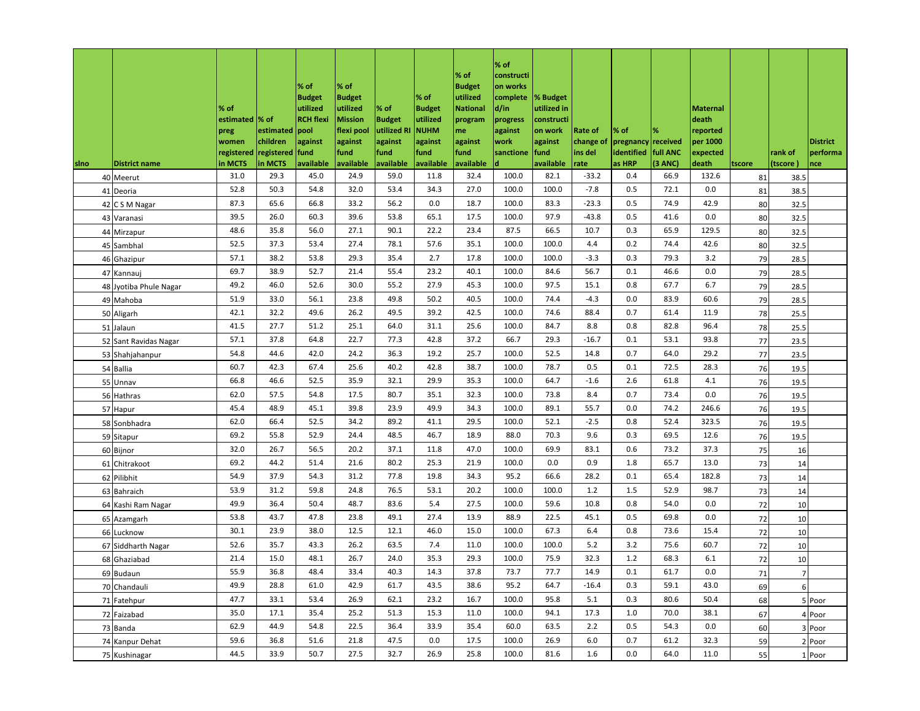| slno | District name | % of estimated preg women registered in MCTS | % of estimated children registered in MCTS | % of Budget utilized RCH flexi pool against fund available | % of Budget utilized Mission flexi pool against fund available | % of Budget utilized RI against fund available | % of Budget utilized NUHM against fund available | % of Budget utilized National programme against fund available | % of construction works complete d/in progress against work sanctioned | % Budget utilized in construction work against fund available | Rate of change of ins del rate | % of pregnancy identified as HRP | % received full ANC (3 ANC) | Maternal death reported per 1000 expected death | tscore | rank of (tscore ) | District performance |
|---|---|---|---|---|---|---|---|---|---|---|---|---|---|---|---|---|---|
| 40 | Meerut | 31.0 | 29.3 | 45.0 | 24.9 | 59.0 | 11.8 | 32.4 | 100.0 | 82.1 | -33.2 | 0.4 | 66.9 | 132.6 | 81 | 38.5 | |
| 41 | Deoria | 52.8 | 50.3 | 54.8 | 32.0 | 53.4 | 34.3 | 27.0 | 100.0 | 100.0 | -7.8 | 0.5 | 72.1 | 0.0 | 81 | 38.5 | |
| 42 | C S M Nagar | 87.3 | 65.6 | 66.8 | 33.2 | 56.2 | 0.0 | 18.7 | 100.0 | 83.3 | -23.3 | 0.5 | 74.9 | 42.9 | 80 | 32.5 | |
| 43 | Varanasi | 39.5 | 26.0 | 60.3 | 39.6 | 53.8 | 65.1 | 17.5 | 100.0 | 97.9 | -43.8 | 0.5 | 41.6 | 0.0 | 80 | 32.5 | |
| 44 | Mirzapur | 48.6 | 35.8 | 56.0 | 27.1 | 90.1 | 22.2 | 23.4 | 87.5 | 66.5 | 10.7 | 0.3 | 65.9 | 129.5 | 80 | 32.5 | |
| 45 | Sambhal | 52.5 | 37.3 | 53.4 | 27.4 | 78.1 | 57.6 | 35.1 | 100.0 | 100.0 | 4.4 | 0.2 | 74.4 | 42.6 | 80 | 32.5 | |
| 46 | Ghazipur | 57.1 | 38.2 | 53.8 | 29.3 | 35.4 | 2.7 | 17.8 | 100.0 | 100.0 | -3.3 | 0.3 | 79.3 | 3.2 | 79 | 28.5 | |
| 47 | Kannauj | 69.7 | 38.9 | 52.7 | 21.4 | 55.4 | 23.2 | 40.1 | 100.0 | 84.6 | 56.7 | 0.1 | 46.6 | 0.0 | 79 | 28.5 | |
| 48 | Jyotiba Phule Nagar | 49.2 | 46.0 | 52.6 | 30.0 | 55.2 | 27.9 | 45.3 | 100.0 | 97.5 | 15.1 | 0.8 | 67.7 | 6.7 | 79 | 28.5 | |
| 49 | Mahoba | 51.9 | 33.0 | 56.1 | 23.8 | 49.8 | 50.2 | 40.5 | 100.0 | 74.4 | -4.3 | 0.0 | 83.9 | 60.6 | 79 | 28.5 | |
| 50 | Aligarh | 42.1 | 32.2 | 49.6 | 26.2 | 49.5 | 39.2 | 42.5 | 100.0 | 74.6 | 88.4 | 0.7 | 61.4 | 11.9 | 78 | 25.5 | |
| 51 | Jalaun | 41.5 | 27.7 | 51.2 | 25.1 | 64.0 | 31.1 | 25.6 | 100.0 | 84.7 | 8.8 | 0.8 | 82.8 | 96.4 | 78 | 25.5 | |
| 52 | Sant Ravidas Nagar | 57.1 | 37.8 | 64.8 | 22.7 | 77.3 | 42.8 | 37.2 | 66.7 | 29.3 | -16.7 | 0.1 | 53.1 | 93.8 | 77 | 23.5 | |
| 53 | Shahjahanpur | 54.8 | 44.6 | 42.0 | 24.2 | 36.3 | 19.2 | 25.7 | 100.0 | 52.5 | 14.8 | 0.7 | 64.0 | 29.2 | 77 | 23.5 | |
| 54 | Ballia | 60.7 | 42.3 | 67.4 | 25.6 | 40.2 | 42.8 | 38.7 | 100.0 | 78.7 | 0.5 | 0.1 | 72.5 | 28.3 | 76 | 19.5 | |
| 55 | Unnav | 66.8 | 46.6 | 52.5 | 35.9 | 32.1 | 29.9 | 35.3 | 100.0 | 64.7 | -1.6 | 2.6 | 61.8 | 4.1 | 76 | 19.5 | |
| 56 | Hathras | 62.0 | 57.5 | 54.8 | 17.5 | 80.7 | 35.1 | 32.3 | 100.0 | 73.8 | 8.4 | 0.7 | 73.4 | 0.0 | 76 | 19.5 | |
| 57 | Hapur | 45.4 | 48.9 | 45.1 | 39.8 | 23.9 | 49.9 | 34.3 | 100.0 | 89.1 | 55.7 | 0.0 | 74.2 | 246.6 | 76 | 19.5 | |
| 58 | Sonbhadra | 62.0 | 66.4 | 52.5 | 34.2 | 89.2 | 41.1 | 29.5 | 100.0 | 52.1 | -2.5 | 0.8 | 52.4 | 323.5 | 76 | 19.5 | |
| 59 | Sitapur | 69.2 | 55.8 | 52.9 | 24.4 | 48.5 | 46.7 | 18.9 | 88.0 | 70.3 | 9.6 | 0.3 | 69.5 | 12.6 | 76 | 19.5 | |
| 60 | Bijnor | 32.0 | 26.7 | 56.5 | 20.2 | 37.1 | 11.8 | 47.0 | 100.0 | 69.9 | 83.1 | 0.6 | 73.2 | 37.3 | 75 | 16 | |
| 61 | Chitrakoot | 69.2 | 44.2 | 51.4 | 21.6 | 80.2 | 25.3 | 21.9 | 100.0 | 0.0 | 0.9 | 1.8 | 65.7 | 13.0 | 73 | 14 | |
| 62 | Pilibhit | 54.9 | 37.9 | 54.3 | 31.2 | 77.8 | 19.8 | 34.3 | 95.2 | 66.6 | 28.2 | 0.1 | 65.4 | 182.8 | 73 | 14 | |
| 63 | Bahraich | 53.9 | 31.2 | 59.8 | 24.8 | 76.5 | 53.1 | 20.2 | 100.0 | 100.0 | 1.2 | 1.5 | 52.9 | 98.7 | 73 | 14 | |
| 64 | Kashi Ram Nagar | 49.9 | 36.4 | 50.4 | 48.7 | 83.6 | 5.4 | 27.5 | 100.0 | 59.6 | 10.8 | 0.8 | 54.0 | 0.0 | 72 | 10 | |
| 65 | Azamgarh | 53.8 | 43.7 | 47.8 | 23.8 | 49.1 | 27.4 | 13.9 | 88.9 | 22.5 | 45.1 | 0.5 | 69.8 | 0.0 | 72 | 10 | |
| 66 | Lucknow | 30.1 | 23.9 | 38.0 | 12.5 | 12.1 | 46.0 | 15.0 | 100.0 | 67.3 | 6.4 | 0.8 | 73.6 | 15.4 | 72 | 10 | |
| 67 | Siddharth Nagar | 52.6 | 35.7 | 43.3 | 26.2 | 63.5 | 7.4 | 11.0 | 100.0 | 100.0 | 5.2 | 3.2 | 75.6 | 60.7 | 72 | 10 | |
| 68 | Ghaziabad | 21.4 | 15.0 | 48.1 | 26.7 | 24.0 | 35.3 | 29.3 | 100.0 | 75.9 | 32.3 | 1.2 | 68.3 | 6.1 | 72 | 10 | |
| 69 | Budaun | 55.9 | 36.8 | 48.4 | 33.4 | 40.3 | 14.3 | 37.8 | 73.7 | 77.7 | 14.9 | 0.1 | 61.7 | 0.0 | 71 | 7 | |
| 70 | Chandauli | 49.9 | 28.8 | 61.0 | 42.9 | 61.7 | 43.5 | 38.6 | 95.2 | 64.7 | -16.4 | 0.3 | 59.1 | 43.0 | 69 | 6 | |
| 71 | Fatehpur | 47.7 | 33.1 | 53.4 | 26.9 | 62.1 | 23.2 | 16.7 | 100.0 | 95.8 | 5.1 | 0.3 | 80.6 | 50.4 | 68 | 5 | Poor |
| 72 | Faizabad | 35.0 | 17.1 | 35.4 | 25.2 | 51.3 | 15.3 | 11.0 | 100.0 | 94.1 | 17.3 | 1.0 | 70.0 | 38.1 | 67 | 4 | Poor |
| 73 | Banda | 62.9 | 44.9 | 54.8 | 22.5 | 36.4 | 33.9 | 35.4 | 60.0 | 63.5 | 2.2 | 0.5 | 54.3 | 0.0 | 60 | 3 | Poor |
| 74 | Kanpur Dehat | 59.6 | 36.8 | 51.6 | 21.8 | 47.5 | 0.0 | 17.5 | 100.0 | 26.9 | 6.0 | 0.7 | 61.2 | 32.3 | 59 | 2 | Poor |
| 75 | Kushinagar | 44.5 | 33.9 | 50.7 | 27.5 | 32.7 | 26.9 | 25.8 | 100.0 | 81.6 | 1.6 | 0.0 | 64.0 | 11.0 | 55 | 1 | Poor |